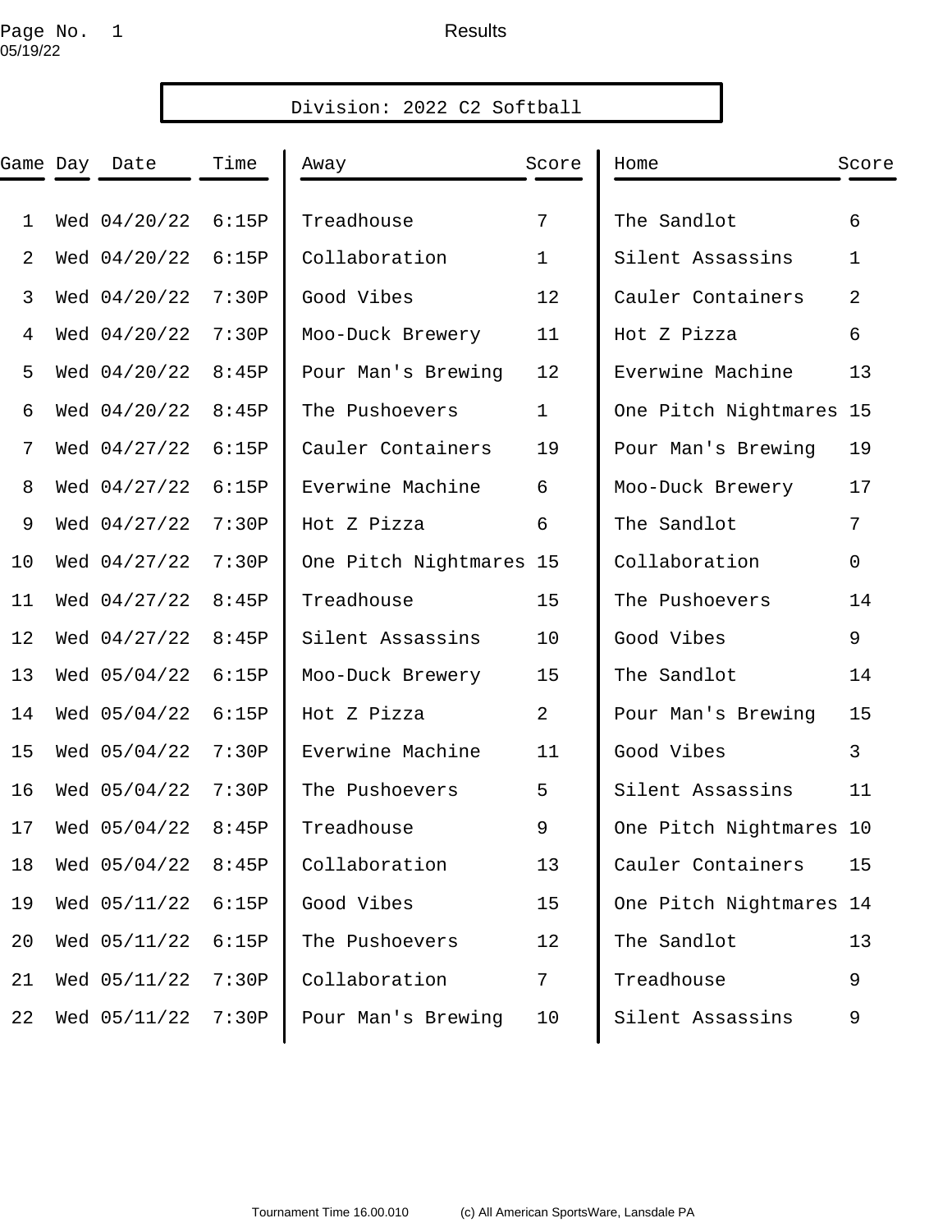# Results

05/19/22

## Division: 2022 C2 Softball

| Game | Day | Date | Time | Away | Score | Home | Score |
|---|---|---|---|---|---|---|---|
| 1 | Wed | 04/20/22 | 6:15P | Treadhouse | 7 | The Sandlot | 6 |
| 2 | Wed | 04/20/22 | 6:15P | Collaboration | 1 | Silent Assassins | 1 |
| 3 | Wed | 04/20/22 | 7:30P | Good Vibes | 12 | Cauler Containers | 2 |
| 4 | Wed | 04/20/22 | 7:30P | Moo-Duck Brewery | 11 | Hot Z Pizza | 6 |
| 5 | Wed | 04/20/22 | 8:45P | Pour Man's Brewing | 12 | Everwine Machine | 13 |
| 6 | Wed | 04/20/22 | 8:45P | The Pushoevers | 1 | One Pitch Nightmares | 15 |
| 7 | Wed | 04/27/22 | 6:15P | Cauler Containers | 19 | Pour Man's Brewing | 19 |
| 8 | Wed | 04/27/22 | 6:15P | Everwine Machine | 6 | Moo-Duck Brewery | 17 |
| 9 | Wed | 04/27/22 | 7:30P | Hot Z Pizza | 6 | The Sandlot | 7 |
| 10 | Wed | 04/27/22 | 7:30P | One Pitch Nightmares | 15 | Collaboration | 0 |
| 11 | Wed | 04/27/22 | 8:45P | Treadhouse | 15 | The Pushoevers | 14 |
| 12 | Wed | 04/27/22 | 8:45P | Silent Assassins | 10 | Good Vibes | 9 |
| 13 | Wed | 05/04/22 | 6:15P | Moo-Duck Brewery | 15 | The Sandlot | 14 |
| 14 | Wed | 05/04/22 | 6:15P | Hot Z Pizza | 2 | Pour Man's Brewing | 15 |
| 15 | Wed | 05/04/22 | 7:30P | Everwine Machine | 11 | Good Vibes | 3 |
| 16 | Wed | 05/04/22 | 7:30P | The Pushoevers | 5 | Silent Assassins | 11 |
| 17 | Wed | 05/04/22 | 8:45P | Treadhouse | 9 | One Pitch Nightmares | 10 |
| 18 | Wed | 05/04/22 | 8:45P | Collaboration | 13 | Cauler Containers | 15 |
| 19 | Wed | 05/11/22 | 6:15P | Good Vibes | 15 | One Pitch Nightmares | 14 |
| 20 | Wed | 05/11/22 | 6:15P | The Pushoevers | 12 | The Sandlot | 13 |
| 21 | Wed | 05/11/22 | 7:30P | Collaboration | 7 | Treadhouse | 9 |
| 22 | Wed | 05/11/22 | 7:30P | Pour Man's Brewing | 10 | Silent Assassins | 9 |

Tournament Time 16.00.010 (c) All American SportsWare, Lansdale PA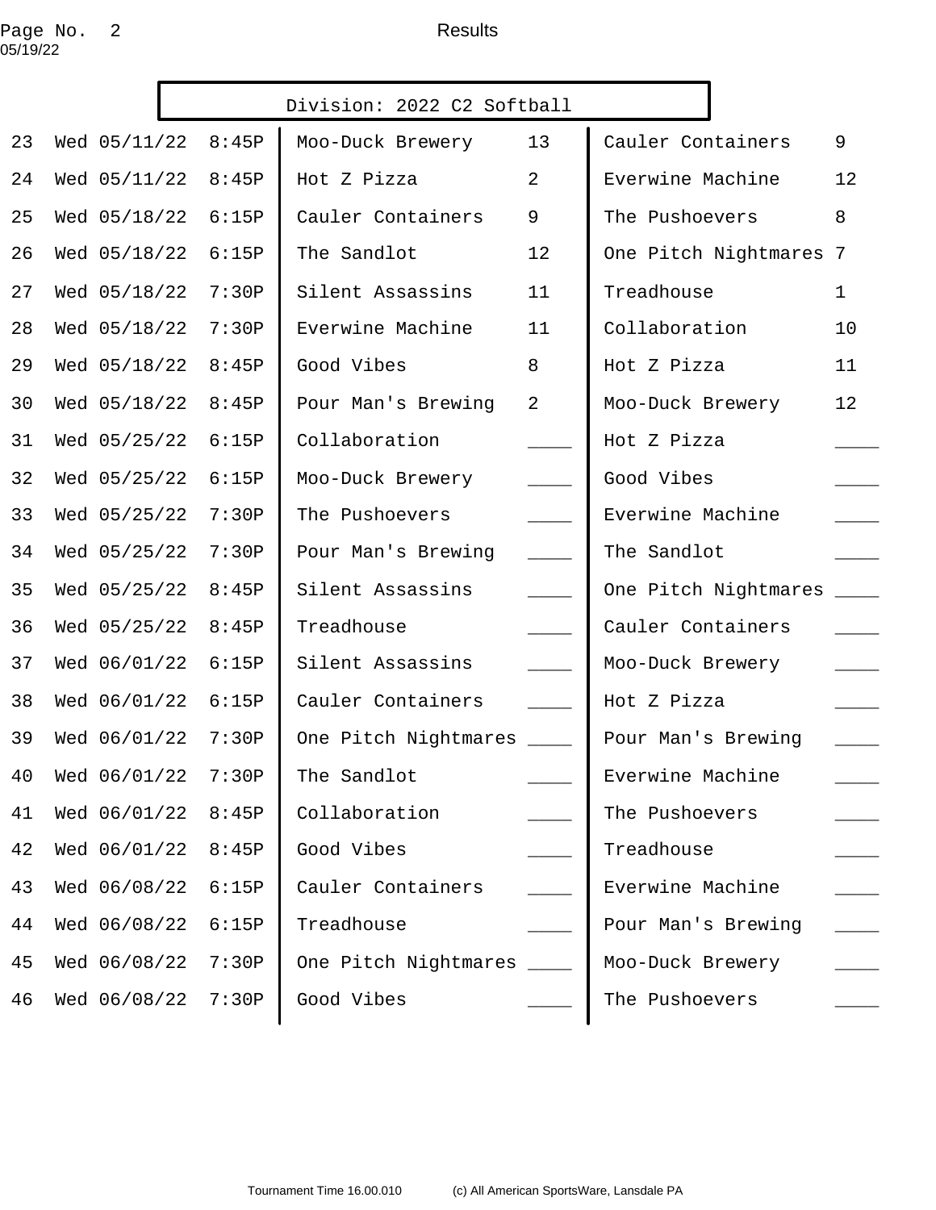Results

05/19/22

## Division: 2022 C2 Softball

| # | Day | Date | Time | Team | Score | Team | Score |
|---|---|---|---|---|---|---|---|
| 23 | Wed | 05/11/22 | 8:45P | Moo-Duck Brewery | 13 | Cauler Containers | 9 |
| 24 | Wed | 05/11/22 | 8:45P | Hot Z Pizza | 2 | Everwine Machine | 12 |
| 25 | Wed | 05/18/22 | 6:15P | Cauler Containers | 9 | The Pushoevers | 8 |
| 26 | Wed | 05/18/22 | 6:15P | The Sandlot | 12 | One Pitch Nightmares | 7 |
| 27 | Wed | 05/18/22 | 7:30P | Silent Assassins | 11 | Treadhouse | 1 |
| 28 | Wed | 05/18/22 | 7:30P | Everwine Machine | 11 | Collaboration | 10 |
| 29 | Wed | 05/18/22 | 8:45P | Good Vibes | 8 | Hot Z Pizza | 11 |
| 30 | Wed | 05/18/22 | 8:45P | Pour Man's Brewing | 2 | Moo-Duck Brewery | 12 |
| 31 | Wed | 05/25/22 | 6:15P | Collaboration | ____ | Hot Z Pizza | ____ |
| 32 | Wed | 05/25/22 | 6:15P | Moo-Duck Brewery | ____ | Good Vibes | ____ |
| 33 | Wed | 05/25/22 | 7:30P | The Pushoevers | ____ | Everwine Machine | ____ |
| 34 | Wed | 05/25/22 | 7:30P | Pour Man's Brewing | ____ | The Sandlot | ____ |
| 35 | Wed | 05/25/22 | 8:45P | Silent Assassins | ____ | One Pitch Nightmares | ____ |
| 36 | Wed | 05/25/22 | 8:45P | Treadhouse | ____ | Cauler Containers | ____ |
| 37 | Wed | 06/01/22 | 6:15P | Silent Assassins | ____ | Moo-Duck Brewery | ____ |
| 38 | Wed | 06/01/22 | 6:15P | Cauler Containers | ____ | Hot Z Pizza | ____ |
| 39 | Wed | 06/01/22 | 7:30P | One Pitch Nightmares | ____ | Pour Man's Brewing | ____ |
| 40 | Wed | 06/01/22 | 7:30P | The Sandlot | ____ | Everwine Machine | ____ |
| 41 | Wed | 06/01/22 | 8:45P | Collaboration | ____ | The Pushoevers | ____ |
| 42 | Wed | 06/01/22 | 8:45P | Good Vibes | ____ | Treadhouse | ____ |
| 43 | Wed | 06/08/22 | 6:15P | Cauler Containers | ____ | Everwine Machine | ____ |
| 44 | Wed | 06/08/22 | 6:15P | Treadhouse | ____ | Pour Man's Brewing | ____ |
| 45 | Wed | 06/08/22 | 7:30P | One Pitch Nightmares | ____ | Moo-Duck Brewery | ____ |
| 46 | Wed | 06/08/22 | 7:30P | Good Vibes | ____ | The Pushoevers | ____ |

Tournament Time 16.00.010 (c) All American SportsWare, Lansdale PA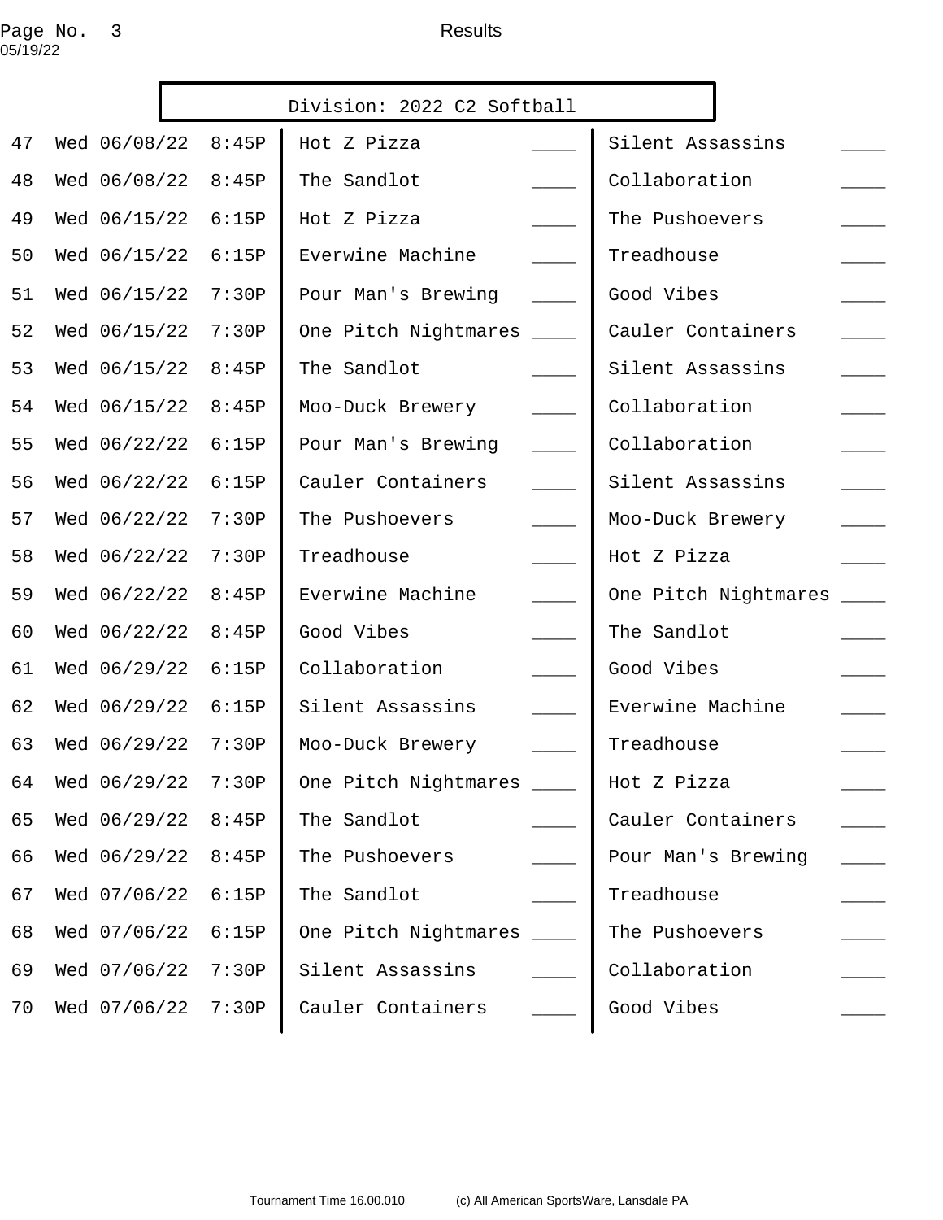Results

## Division: 2022 C2 Softball

| # | Day | Date | Time | Team | Score | Team | Score |
|---|---|---|---|---|---|---|---|
| 47 | Wed | 06/08/22 | 8:45P | Hot Z Pizza | ____ | Silent Assassins | ____ |
| 48 | Wed | 06/08/22 | 8:45P | The Sandlot | ____ | Collaboration | ____ |
| 49 | Wed | 06/15/22 | 6:15P | Hot Z Pizza | ____ | The Pushoevers | ____ |
| 50 | Wed | 06/15/22 | 6:15P | Everwine Machine | ____ | Treadhouse | ____ |
| 51 | Wed | 06/15/22 | 7:30P | Pour Man's Brewing | ____ | Good Vibes | ____ |
| 52 | Wed | 06/15/22 | 7:30P | One Pitch Nightmares | ____ | Cauler Containers | ____ |
| 53 | Wed | 06/15/22 | 8:45P | The Sandlot | ____ | Silent Assassins | ____ |
| 54 | Wed | 06/15/22 | 8:45P | Moo-Duck Brewery | ____ | Collaboration | ____ |
| 55 | Wed | 06/22/22 | 6:15P | Pour Man's Brewing | ____ | Collaboration | ____ |
| 56 | Wed | 06/22/22 | 6:15P | Cauler Containers | ____ | Silent Assassins | ____ |
| 57 | Wed | 06/22/22 | 7:30P | The Pushoevers | ____ | Moo-Duck Brewery | ____ |
| 58 | Wed | 06/22/22 | 7:30P | Treadhouse | ____ | Hot Z Pizza | ____ |
| 59 | Wed | 06/22/22 | 8:45P | Everwine Machine | ____ | One Pitch Nightmares | ____ |
| 60 | Wed | 06/22/22 | 8:45P | Good Vibes | ____ | The Sandlot | ____ |
| 61 | Wed | 06/29/22 | 6:15P | Collaboration | ____ | Good Vibes | ____ |
| 62 | Wed | 06/29/22 | 6:15P | Silent Assassins | ____ | Everwine Machine | ____ |
| 63 | Wed | 06/29/22 | 7:30P | Moo-Duck Brewery | ____ | Treadhouse | ____ |
| 64 | Wed | 06/29/22 | 7:30P | One Pitch Nightmares | ____ | Hot Z Pizza | ____ |
| 65 | Wed | 06/29/22 | 8:45P | The Sandlot | ____ | Cauler Containers | ____ |
| 66 | Wed | 06/29/22 | 8:45P | The Pushoevers | ____ | Pour Man's Brewing | ____ |
| 67 | Wed | 07/06/22 | 6:15P | The Sandlot | ____ | Treadhouse | ____ |
| 68 | Wed | 07/06/22 | 6:15P | One Pitch Nightmares | ____ | The Pushoevers | ____ |
| 69 | Wed | 07/06/22 | 7:30P | Silent Assassins | ____ | Collaboration | ____ |
| 70 | Wed | 07/06/22 | 7:30P | Cauler Containers | ____ | Good Vibes | ____ |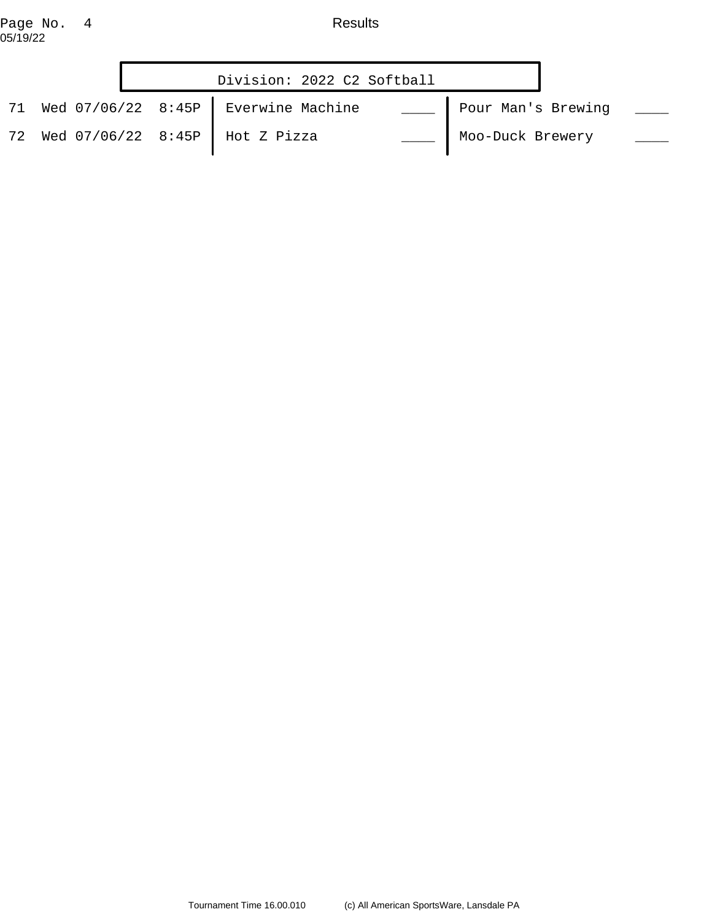Results

05/19/22

## Division: 2022 C2 Softball

| | | | | | | | |
|---|---|---|---|---|---|---|---|
| 71 | Wed 07/06/22 | 8:45P | Everwine Machine | ____ | Pour Man's Brewing | ____ |
| 72 | Wed 07/06/22 | 8:45P | Hot Z Pizza | ____ | Moo-Duck Brewery | ____ |

Tournament Time 16.00.010 (c) All American SportsWare, Lansdale PA